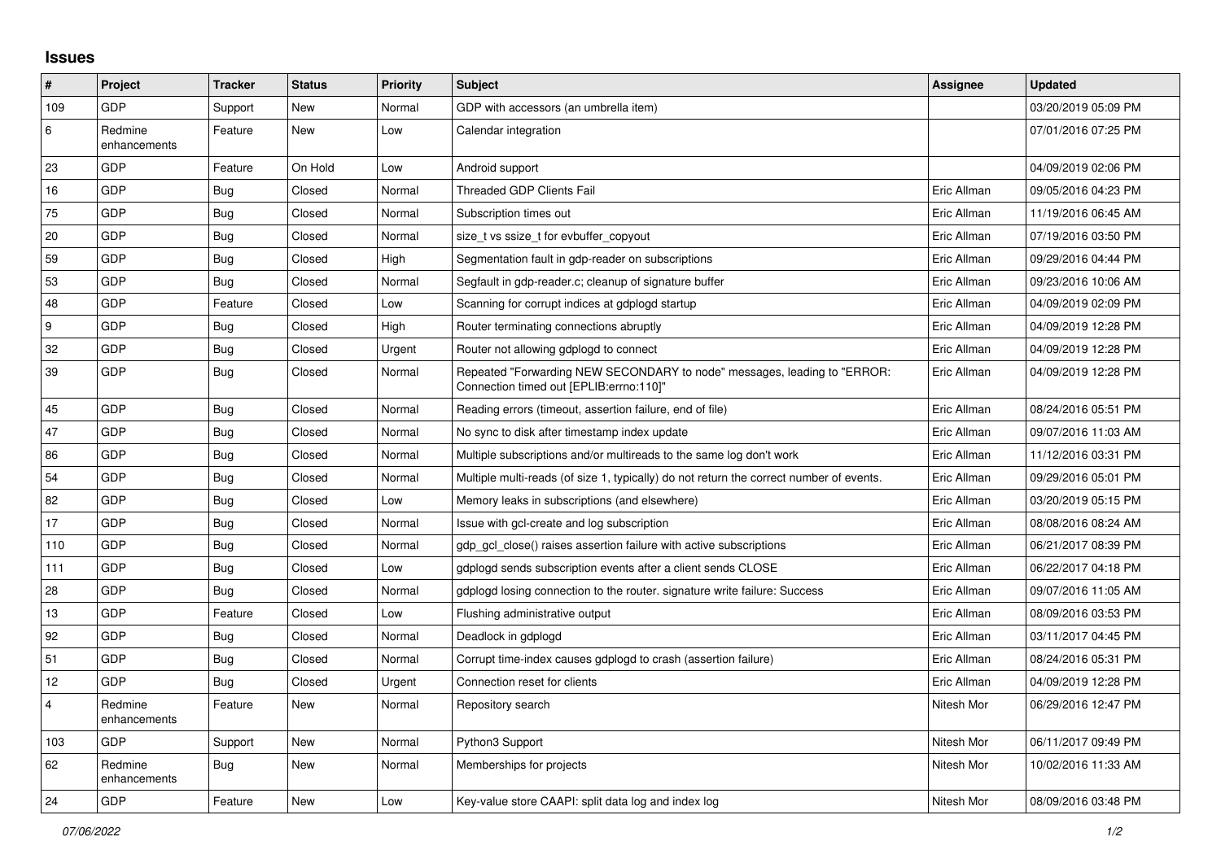## Issues

| # | Project | Tracker | Status | Priority | Subject | Assignee | Updated |
|---|---|---|---|---|---|---|---|
| 109 | GDP | Support | New | Normal | GDP with accessors (an umbrella item) | | 03/20/2019 05:09 PM |
| 6 | Redmine enhancements | Feature | New | Low | Calendar integration | | 07/01/2016 07:25 PM |
| 23 | GDP | Feature | On Hold | Low | Android support | | 04/09/2019 02:06 PM |
| 16 | GDP | Bug | Closed | Normal | Threaded GDP Clients Fail | Eric Allman | 09/05/2016 04:23 PM |
| 75 | GDP | Bug | Closed | Normal | Subscription times out | Eric Allman | 11/19/2016 06:45 AM |
| 20 | GDP | Bug | Closed | Normal | size_t vs ssize_t for evbuffer_copyout | Eric Allman | 07/19/2016 03:50 PM |
| 59 | GDP | Bug | Closed | High | Segmentation fault in gdp-reader on subscriptions | Eric Allman | 09/29/2016 04:44 PM |
| 53 | GDP | Bug | Closed | Normal | Segfault in gdp-reader.c; cleanup of signature buffer | Eric Allman | 09/23/2016 10:06 AM |
| 48 | GDP | Feature | Closed | Low | Scanning for corrupt indices at gdplogd startup | Eric Allman | 04/09/2019 02:09 PM |
| 9 | GDP | Bug | Closed | High | Router terminating connections abruptly | Eric Allman | 04/09/2019 12:28 PM |
| 32 | GDP | Bug | Closed | Urgent | Router not allowing gdplogd to connect | Eric Allman | 04/09/2019 12:28 PM |
| 39 | GDP | Bug | Closed | Normal | Repeated "Forwarding NEW SECONDARY to node" messages, leading to "ERROR: Connection timed out [EPLIB:errno:110]" | Eric Allman | 04/09/2019 12:28 PM |
| 45 | GDP | Bug | Closed | Normal | Reading errors (timeout, assertion failure, end of file) | Eric Allman | 08/24/2016 05:51 PM |
| 47 | GDP | Bug | Closed | Normal | No sync to disk after timestamp index update | Eric Allman | 09/07/2016 11:03 AM |
| 86 | GDP | Bug | Closed | Normal | Multiple subscriptions and/or multireads to the same log don't work | Eric Allman | 11/12/2016 03:31 PM |
| 54 | GDP | Bug | Closed | Normal | Multiple multi-reads (of size 1, typically) do not return the correct number of events. | Eric Allman | 09/29/2016 05:01 PM |
| 82 | GDP | Bug | Closed | Low | Memory leaks in subscriptions (and elsewhere) | Eric Allman | 03/20/2019 05:15 PM |
| 17 | GDP | Bug | Closed | Normal | Issue with gcl-create and log subscription | Eric Allman | 08/08/2016 08:24 AM |
| 110 | GDP | Bug | Closed | Normal | gdp_gcl_close() raises assertion failure with active subscriptions | Eric Allman | 06/21/2017 08:39 PM |
| 111 | GDP | Bug | Closed | Low | gdplogd sends subscription events after a client sends CLOSE | Eric Allman | 06/22/2017 04:18 PM |
| 28 | GDP | Bug | Closed | Normal | gdplogd losing connection to the router. signature write failure: Success | Eric Allman | 09/07/2016 11:05 AM |
| 13 | GDP | Feature | Closed | Low | Flushing administrative output | Eric Allman | 08/09/2016 03:53 PM |
| 92 | GDP | Bug | Closed | Normal | Deadlock in gdplogd | Eric Allman | 03/11/2017 04:45 PM |
| 51 | GDP | Bug | Closed | Normal | Corrupt time-index causes gdplogd to crash (assertion failure) | Eric Allman | 08/24/2016 05:31 PM |
| 12 | GDP | Bug | Closed | Urgent | Connection reset for clients | Eric Allman | 04/09/2019 12:28 PM |
| 4 | Redmine enhancements | Feature | New | Normal | Repository search | Nitesh Mor | 06/29/2016 12:47 PM |
| 103 | GDP | Support | New | Normal | Python3 Support | Nitesh Mor | 06/11/2017 09:49 PM |
| 62 | Redmine enhancements | Bug | New | Normal | Memberships for projects | Nitesh Mor | 10/02/2016 11:33 AM |
| 24 | GDP | Feature | New | Low | Key-value store CAAPI: split data log and index log | Nitesh Mor | 08/09/2016 03:48 PM |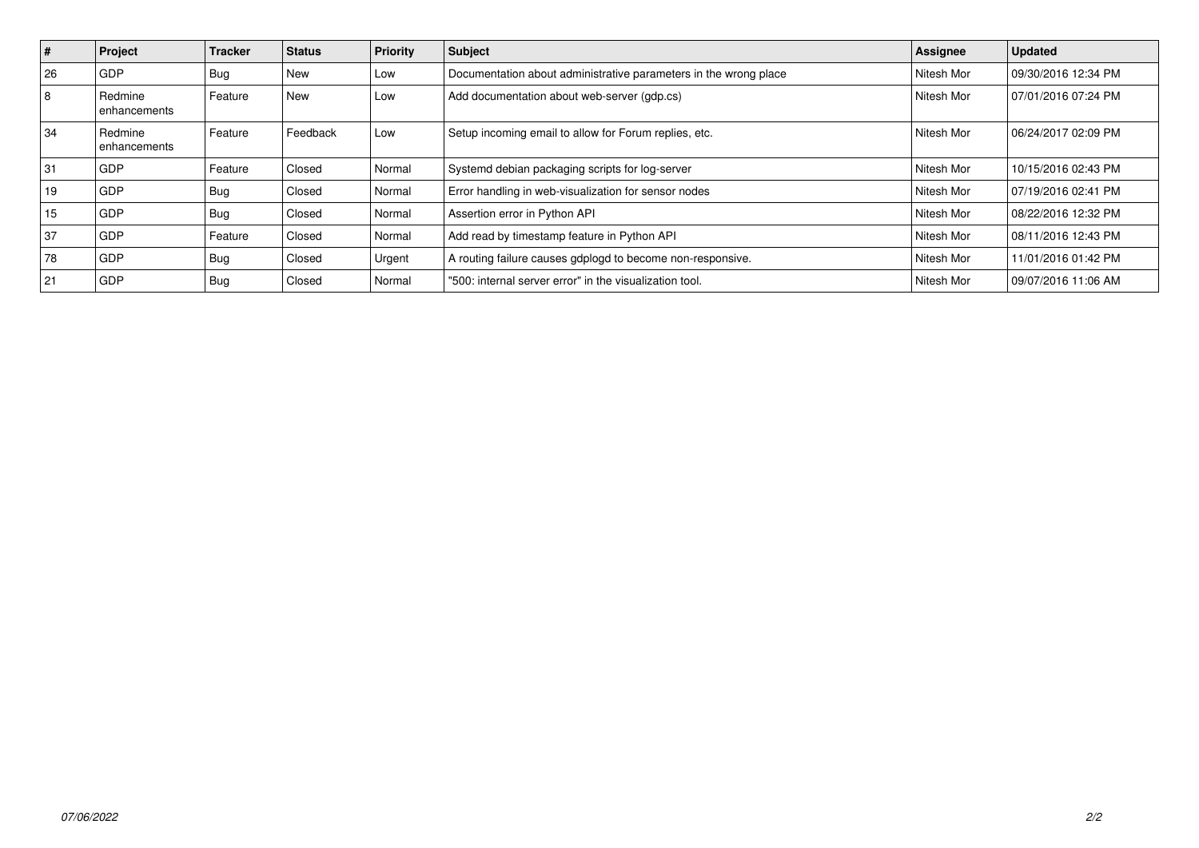| # | Project | Tracker | Status | Priority | Subject | Assignee | Updated |
|---|---|---|---|---|---|---|---|
| 26 | GDP | Bug | New | Low | Documentation about administrative parameters in the wrong place | Nitesh Mor | 09/30/2016 12:34 PM |
| 8 | Redmine enhancements | Feature | New | Low | Add documentation about web-server (gdp.cs) | Nitesh Mor | 07/01/2016 07:24 PM |
| 34 | Redmine enhancements | Feature | Feedback | Low | Setup incoming email to allow for Forum replies, etc. | Nitesh Mor | 06/24/2017 02:09 PM |
| 31 | GDP | Feature | Closed | Normal | Systemd debian packaging scripts for log-server | Nitesh Mor | 10/15/2016 02:43 PM |
| 19 | GDP | Bug | Closed | Normal | Error handling in web-visualization for sensor nodes | Nitesh Mor | 07/19/2016 02:41 PM |
| 15 | GDP | Bug | Closed | Normal | Assertion error in Python API | Nitesh Mor | 08/22/2016 12:32 PM |
| 37 | GDP | Feature | Closed | Normal | Add read by timestamp feature in Python API | Nitesh Mor | 08/11/2016 12:43 PM |
| 78 | GDP | Bug | Closed | Urgent | A routing failure causes gdplogd to become non-responsive. | Nitesh Mor | 11/01/2016 01:42 PM |
| 21 | GDP | Bug | Closed | Normal | "500: internal server error" in the visualization tool. | Nitesh Mor | 09/07/2016 11:06 AM |